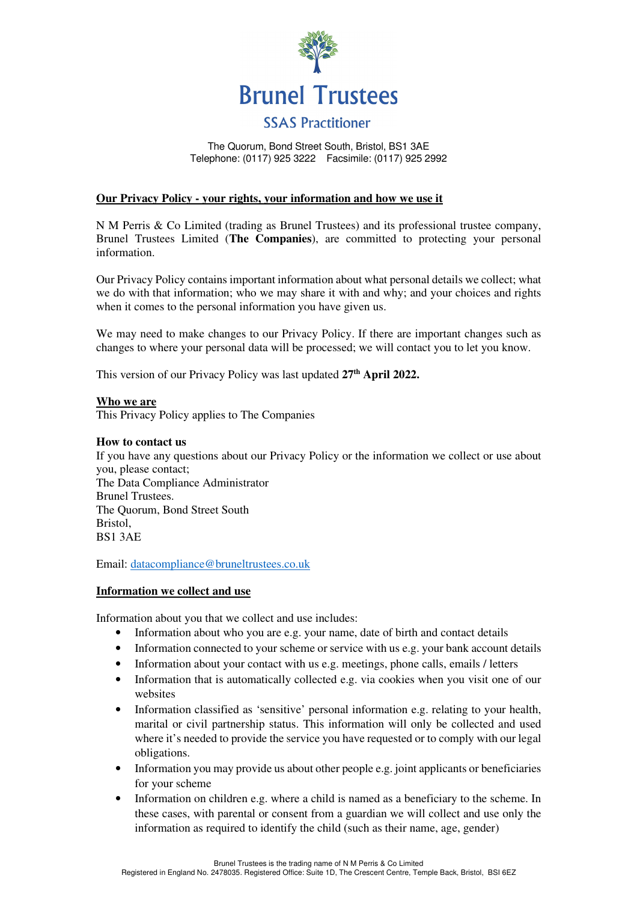# Brunel Trustees

## SSAS Practitioner

The Quorum, Bond Street South, Bristol, BS1 3AE
Telephone: (0117) 925 3222  Facsimile: (0117) 925 2992

## Our Privacy Policy - your rights, your information and how we use it

N M Perris & Co Limited (trading as Brunel Trustees) and its professional trustee company, Brunel Trustees Limited (**The Companies**), are committed to protecting your personal information.

Our Privacy Policy contains important information about what personal details we collect; what we do with that information; who we may share it with and why; and your choices and rights when it comes to the personal information you have given us.

We may need to make changes to our Privacy Policy. If there are important changes such as changes to where your personal data will be processed; we will contact you to let you know.

This version of our Privacy Policy was last updated **27th April 2022.**

### Who we are

This Privacy Policy applies to The Companies

### How to contact us

If you have any questions about our Privacy Policy or the information we collect or use about you, please contact;
The Data Compliance Administrator
Brunel Trustees.
The Quorum, Bond Street South
Bristol,
BS1 3AE

Email: datacompliance@bruneltrustees.co.uk

### Information we collect and use

Information about you that we collect and use includes:

- Information about who you are e.g. your name, date of birth and contact details
- Information connected to your scheme or service with us e.g. your bank account details
- Information about your contact with us e.g. meetings, phone calls, emails / letters
- Information that is automatically collected e.g. via cookies when you visit one of our websites
- Information classified as 'sensitive' personal information e.g. relating to your health, marital or civil partnership status. This information will only be collected and used where it's needed to provide the service you have requested or to comply with our legal obligations.
- Information you may provide us about other people e.g. joint applicants or beneficiaries for your scheme
- Information on children e.g. where a child is named as a beneficiary to the scheme. In these cases, with parental or consent from a guardian we will collect and use only the information as required to identify the child (such as their name, age, gender)

Brunel Trustees is the trading name of N M Perris & Co Limited
Registered in England No. 2478035. Registered Office: Suite 1D, The Crescent Centre, Temple Back, Bristol, BSI 6EZ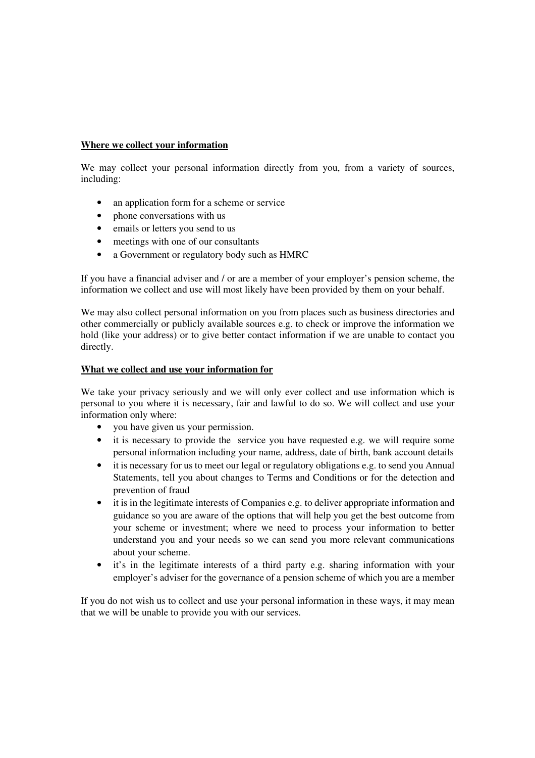**<u>Where we collect your information</u>**

We may collect your personal information directly from you, from a variety of sources, including:

- an application form for a scheme or service
- phone conversations with us
- emails or letters you send to us
- meetings with one of our consultants
- a Government or regulatory body such as HMRC

If you have a financial adviser and / or are a member of your employer's pension scheme, the information we collect and use will most likely have been provided by them on your behalf.

We may also collect personal information on you from places such as business directories and other commercially or publicly available sources e.g. to check or improve the information we hold (like your address) or to give better contact information if we are unable to contact you directly.

**<u>What we collect and use your information for</u>**

We take your privacy seriously and we will only ever collect and use information which is personal to you where it is necessary, fair and lawful to do so. We will collect and use your information only where:

- you have given us your permission.
- it is necessary to provide the service you have requested e.g. we will require some personal information including your name, address, date of birth, bank account details
- it is necessary for us to meet our legal or regulatory obligations e.g. to send you Annual Statements, tell you about changes to Terms and Conditions or for the detection and prevention of fraud
- it is in the legitimate interests of Companies e.g. to deliver appropriate information and guidance so you are aware of the options that will help you get the best outcome from your scheme or investment; where we need to process your information to better understand you and your needs so we can send you more relevant communications about your scheme.
- it's in the legitimate interests of a third party e.g. sharing information with your employer's adviser for the governance of a pension scheme of which you are a member

If you do not wish us to collect and use your personal information in these ways, it may mean that we will be unable to provide you with our services.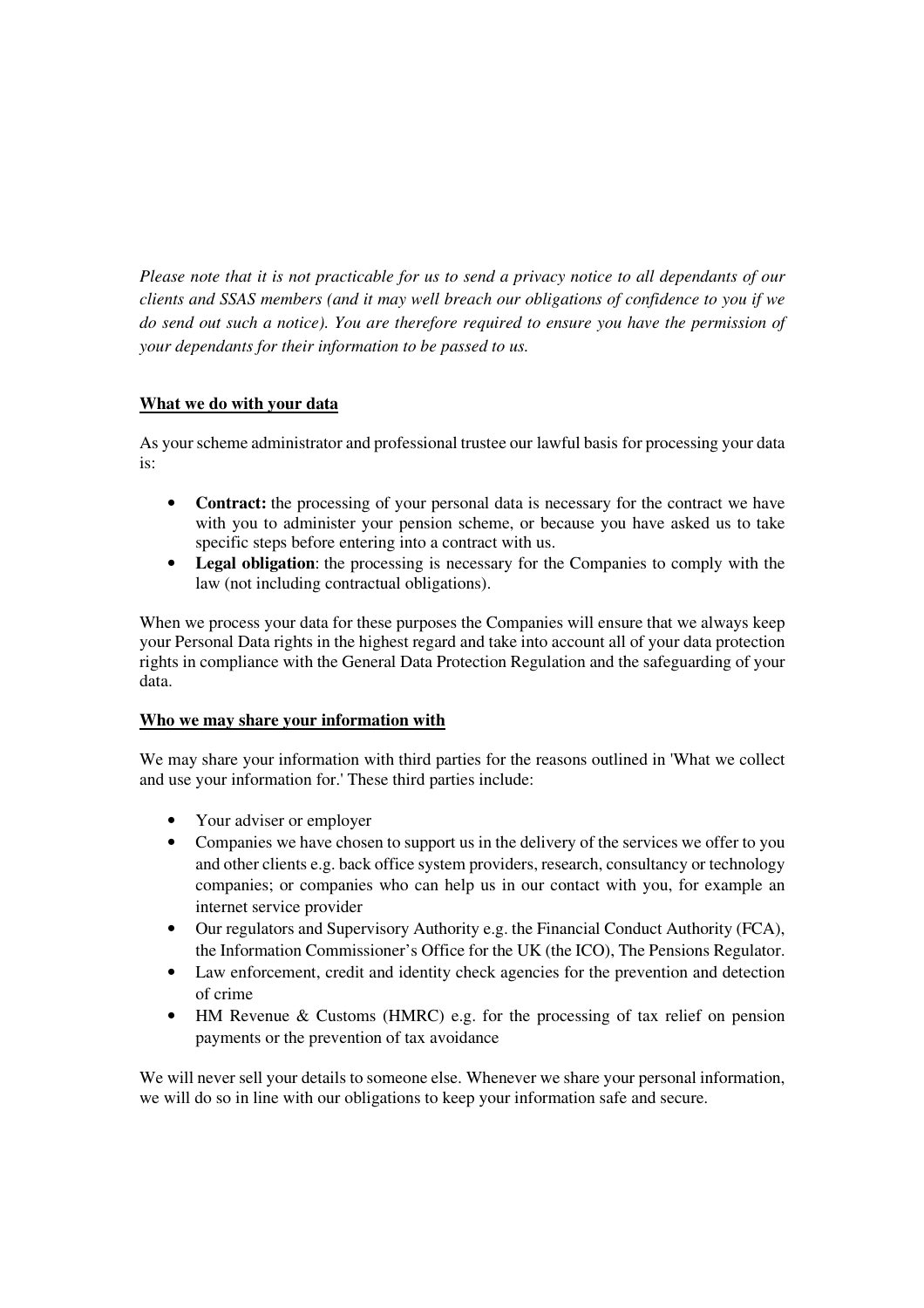*Please note that it is not practicable for us to send a privacy notice to all dependants of our clients and SSAS members (and it may well breach our obligations of confidence to you if we do send out such a notice). You are therefore required to ensure you have the permission of your dependants for their information to be passed to us.*

## What we do with your data

As your scheme administrator and professional trustee our lawful basis for processing your data is:

- **Contract:** the processing of your personal data is necessary for the contract we have with you to administer your pension scheme, or because you have asked us to take specific steps before entering into a contract with us.
- **Legal obligation**: the processing is necessary for the Companies to comply with the law (not including contractual obligations).

When we process your data for these purposes the Companies will ensure that we always keep your Personal Data rights in the highest regard and take into account all of your data protection rights in compliance with the General Data Protection Regulation and the safeguarding of your data.

## Who we may share your information with

We may share your information with third parties for the reasons outlined in 'What we collect and use your information for.' These third parties include:

- Your adviser or employer
- Companies we have chosen to support us in the delivery of the services we offer to you and other clients e.g. back office system providers, research, consultancy or technology companies; or companies who can help us in our contact with you, for example an internet service provider
- Our regulators and Supervisory Authority e.g. the Financial Conduct Authority (FCA), the Information Commissioner's Office for the UK (the ICO), The Pensions Regulator.
- Law enforcement, credit and identity check agencies for the prevention and detection of crime
- HM Revenue & Customs (HMRC) e.g. for the processing of tax relief on pension payments or the prevention of tax avoidance

We will never sell your details to someone else. Whenever we share your personal information, we will do so in line with our obligations to keep your information safe and secure.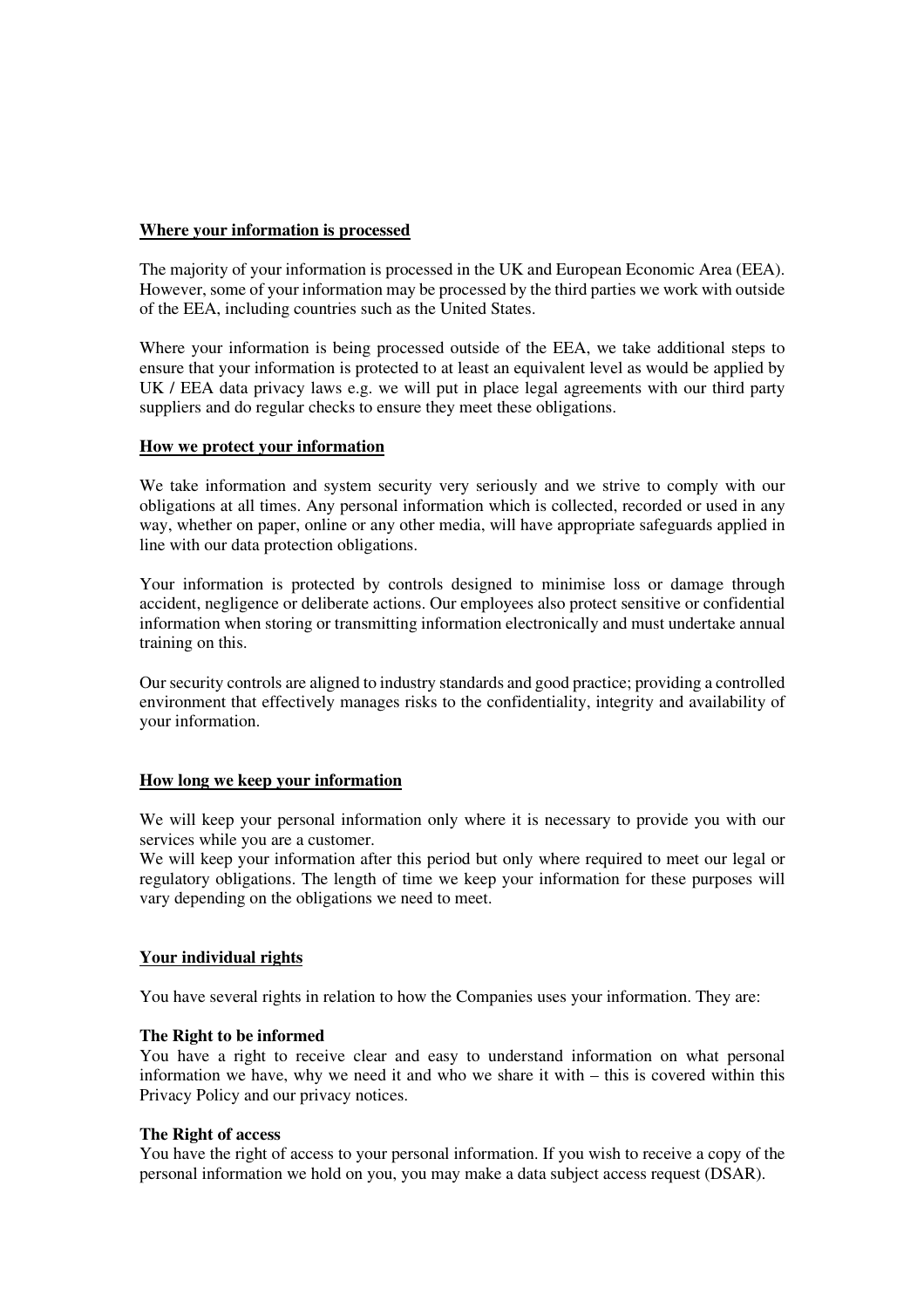## Where your information is processed

The majority of your information is processed in the UK and European Economic Area (EEA). However, some of your information may be processed by the third parties we work with outside of the EEA, including countries such as the United States.

Where your information is being processed outside of the EEA, we take additional steps to ensure that your information is protected to at least an equivalent level as would be applied by UK / EEA data privacy laws e.g. we will put in place legal agreements with our third party suppliers and do regular checks to ensure they meet these obligations.

## How we protect your information

We take information and system security very seriously and we strive to comply with our obligations at all times. Any personal information which is collected, recorded or used in any way, whether on paper, online or any other media, will have appropriate safeguards applied in line with our data protection obligations.

Your information is protected by controls designed to minimise loss or damage through accident, negligence or deliberate actions. Our employees also protect sensitive or confidential information when storing or transmitting information electronically and must undertake annual training on this.

Our security controls are aligned to industry standards and good practice; providing a controlled environment that effectively manages risks to the confidentiality, integrity and availability of your information.

## How long we keep your information

We will keep your personal information only where it is necessary to provide you with our services while you are a customer.
We will keep your information after this period but only where required to meet our legal or regulatory obligations. The length of time we keep your information for these purposes will vary depending on the obligations we need to meet.

## Your individual rights

You have several rights in relation to how the Companies uses your information. They are:

**The Right to be informed**
You have a right to receive clear and easy to understand information on what personal information we have, why we need it and who we share it with – this is covered within this Privacy Policy and our privacy notices.

**The Right of access**
You have the right of access to your personal information. If you wish to receive a copy of the personal information we hold on you, you may make a data subject access request (DSAR).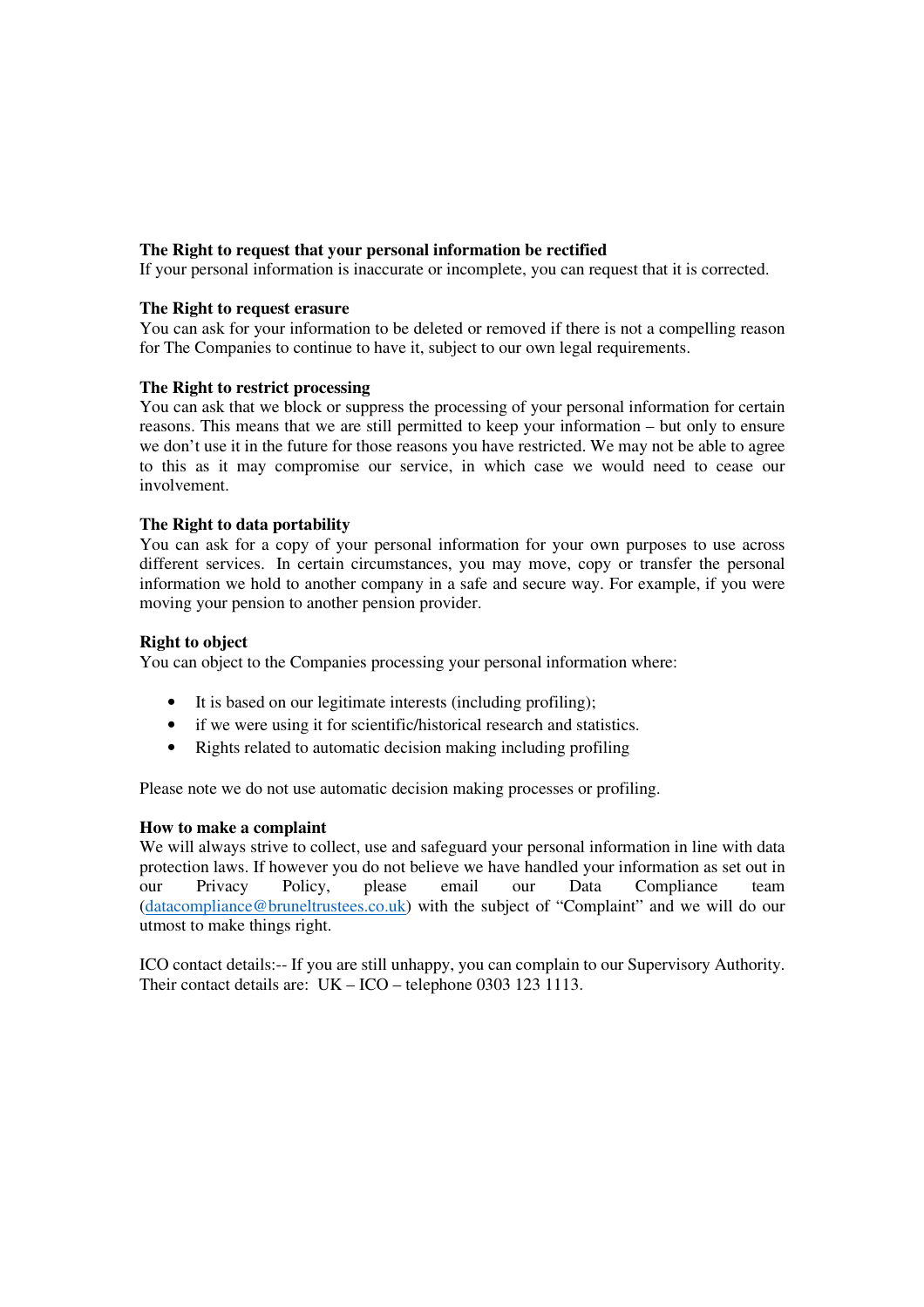**The Right to request that your personal information be rectified**
If your personal information is inaccurate or incomplete, you can request that it is corrected.

**The Right to request erasure**
You can ask for your information to be deleted or removed if there is not a compelling reason for The Companies to continue to have it, subject to our own legal requirements.

**The Right to restrict processing**
You can ask that we block or suppress the processing of your personal information for certain reasons. This means that we are still permitted to keep your information – but only to ensure we don't use it in the future for those reasons you have restricted. We may not be able to agree to this as it may compromise our service, in which case we would need to cease our involvement.

**The Right to data portability**
You can ask for a copy of your personal information for your own purposes to use across different services. In certain circumstances, you may move, copy or transfer the personal information we hold to another company in a safe and secure way. For example, if you were moving your pension to another pension provider.

**Right to object**
You can object to the Companies processing your personal information where:

- It is based on our legitimate interests (including profiling);
- if we were using it for scientific/historical research and statistics.
- Rights related to automatic decision making including profiling

Please note we do not use automatic decision making processes or profiling.

**How to make a complaint**
We will always strive to collect, use and safeguard your personal information in line with data protection laws. If however you do not believe we have handled your information as set out in our Privacy Policy, please email our Data Compliance team (datacompliance@bruneltrustees.co.uk) with the subject of "Complaint" and we will do our utmost to make things right.

ICO contact details:-- If you are still unhappy, you can complain to our Supervisory Authority. Their contact details are: UK – ICO – telephone 0303 123 1113.